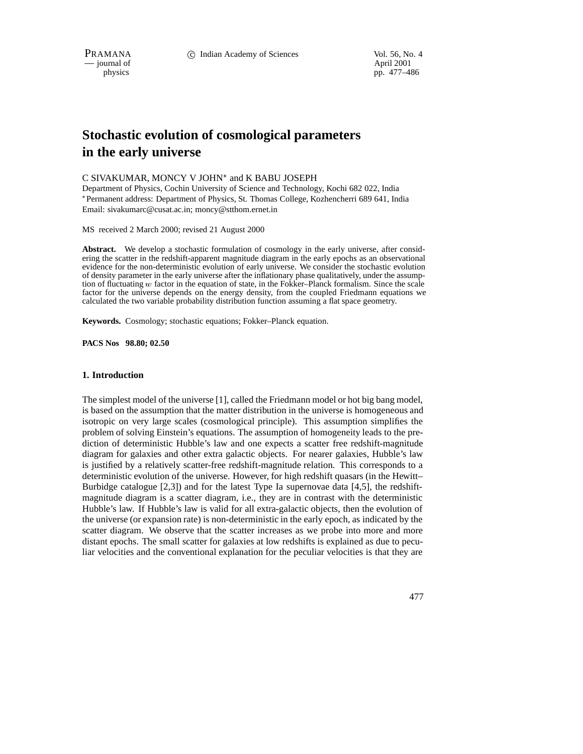// Stochastic evolution of cosmological parameters in the early universe

C SIVAKUMAR, MONCY V JOHN* and K BABU JOSEPH

Department of Physics, Cochin University of Science and Technology, Kochi 682 022, India
*Permanent address: Department of Physics, St. Thomas College, Kozhencherri 689 641, India
Email: sivakumarc@cusat.ac.in; moncy@stthom.ernet.in

MS received 2 March 2000; revised 21 August 2000

**Abstract.** We develop a stochastic formulation of cosmology in the early universe, after considering the scatter in the redshift-apparent magnitude diagram in the early epochs as an observational evidence for the non-deterministic evolution of early universe. We consider the stochastic evolution of density parameter in the early universe after the inflationary phase qualitatively, under the assumption of fluctuating $w$ factor in the equation of state, in the Fokker–Planck formalism. Since the scale factor for the universe depends on the energy density, from the coupled Friedmann equations we calculated the two variable probability distribution function assuming a flat space geometry.

**Keywords.** Cosmology; stochastic equations; Fokker–Planck equation.

**PACS Nos 98.80; 02.50**

## 1. Introduction

The simplest model of the universe [1], called the Friedmann model or hot big bang model, is based on the assumption that the matter distribution in the universe is homogeneous and isotropic on very large scales (cosmological principle). This assumption simplifies the problem of solving Einstein's equations. The assumption of homogeneity leads to the prediction of deterministic Hubble's law and one expects a scatter free redshift-magnitude diagram for galaxies and other extra galactic objects. For nearer galaxies, Hubble's law is justified by a relatively scatter-free redshift-magnitude relation. This corresponds to a deterministic evolution of the universe. However, for high redshift quasars (in the Hewitt–Burbidge catalogue [2,3]) and for the latest Type Ia supernovae data [4,5], the redshift-magnitude diagram is a scatter diagram, i.e., they are in contrast with the deterministic Hubble's law. If Hubble's law is valid for all extra-galactic objects, then the evolution of the universe (or expansion rate) is non-deterministic in the early epoch, as indicated by the scatter diagram. We observe that the scatter increases as we probe into more and more distant epochs. The small scatter for galaxies at low redshifts is explained as due to peculiar velocities and the conventional explanation for the peculiar velocities is that they are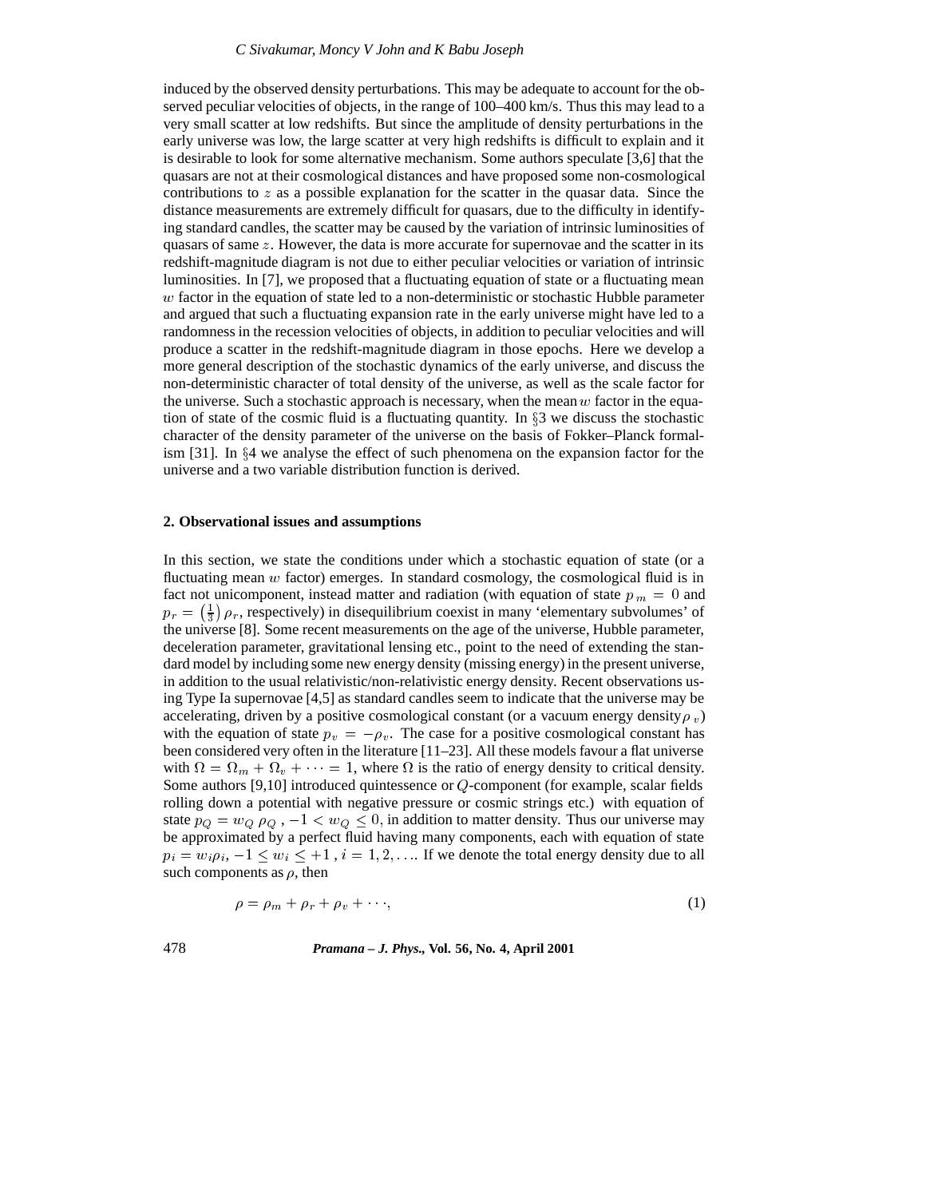induced by the observed density perturbations. This may be adequate to account for the observed peculiar velocities of objects, in the range of 100–400 km/s. Thus this may lead to a very small scatter at low redshifts. But since the amplitude of density perturbations in the early universe was low, the large scatter at very high redshifts is difficult to explain and it is desirable to look for some alternative mechanism. Some authors speculate [3,6] that the quasars are not at their cosmological distances and have proposed some non-cosmological contributions to $z$ as a possible explanation for the scatter in the quasar data. Since the distance measurements are extremely difficult for quasars, due to the difficulty in identifying standard candles, the scatter may be caused by the variation of intrinsic luminosities of quasars of same $z$. However, the data is more accurate for supernovae and the scatter in its redshift-magnitude diagram is not due to either peculiar velocities or variation of intrinsic luminosities. In [7], we proposed that a fluctuating equation of state or a fluctuating mean $w$ factor in the equation of state led to a non-deterministic or stochastic Hubble parameter and argued that such a fluctuating expansion rate in the early universe might have led to a randomness in the recession velocities of objects, in addition to peculiar velocities and will produce a scatter in the redshift-magnitude diagram in those epochs. Here we develop a more general description of the stochastic dynamics of the early universe, and discuss the non-deterministic character of total density of the universe, as well as the scale factor for the universe. Such a stochastic approach is necessary, when the mean $w$ factor in the equation of state of the cosmic fluid is a fluctuating quantity. In §3 we discuss the stochastic character of the density parameter of the universe on the basis of Fokker–Planck formalism [31]. In §4 we analyse the effect of such phenomena on the expansion factor for the universe and a two variable distribution function is derived.

## 2. Observational issues and assumptions

In this section, we state the conditions under which a stochastic equation of state (or a fluctuating mean $w$ factor) emerges. In standard cosmology, the cosmological fluid is in fact not unicomponent, instead matter and radiation (with equation of state $p_m = 0$ and $p_r = \left(\frac{1}{3}\right)\rho_r$, respectively) in disequilibrium coexist in many 'elementary subvolumes' of the universe [8]. Some recent measurements on the age of the universe, Hubble parameter, deceleration parameter, gravitational lensing etc., point to the need of extending the standard model by including some new energy density (missing energy) in the present universe, in addition to the usual relativistic/non-relativistic energy density. Recent observations using Type Ia supernovae [4,5] as standard candles seem to indicate that the universe may be accelerating, driven by a positive cosmological constant (or a vacuum energy density $\rho_v$) with the equation of state $p_v = -\rho_v$. The case for a positive cosmological constant has been considered very often in the literature [11–23]. All these models favour a flat universe with $\Omega = \Omega_m + \Omega_v + \cdots = 1$, where $\Omega$ is the ratio of energy density to critical density. Some authors [9,10] introduced quintessence or $Q$-component (for example, scalar fields rolling down a potential with negative pressure or cosmic strings etc.) with equation of state $p_Q = w_Q\,\rho_Q$, $-1 < w_Q \leq 0$, in addition to matter density. Thus our universe may be approximated by a perfect fluid having many components, each with equation of state $p_i = w_i \rho_i$, $-1 \leq w_i \leq +1$, $i = 1, 2, \ldots$. If we denote the total energy density due to all such components as $\rho$, then

$$\rho = \rho_m + \rho_r + \rho_v + \cdots, \tag{1}$$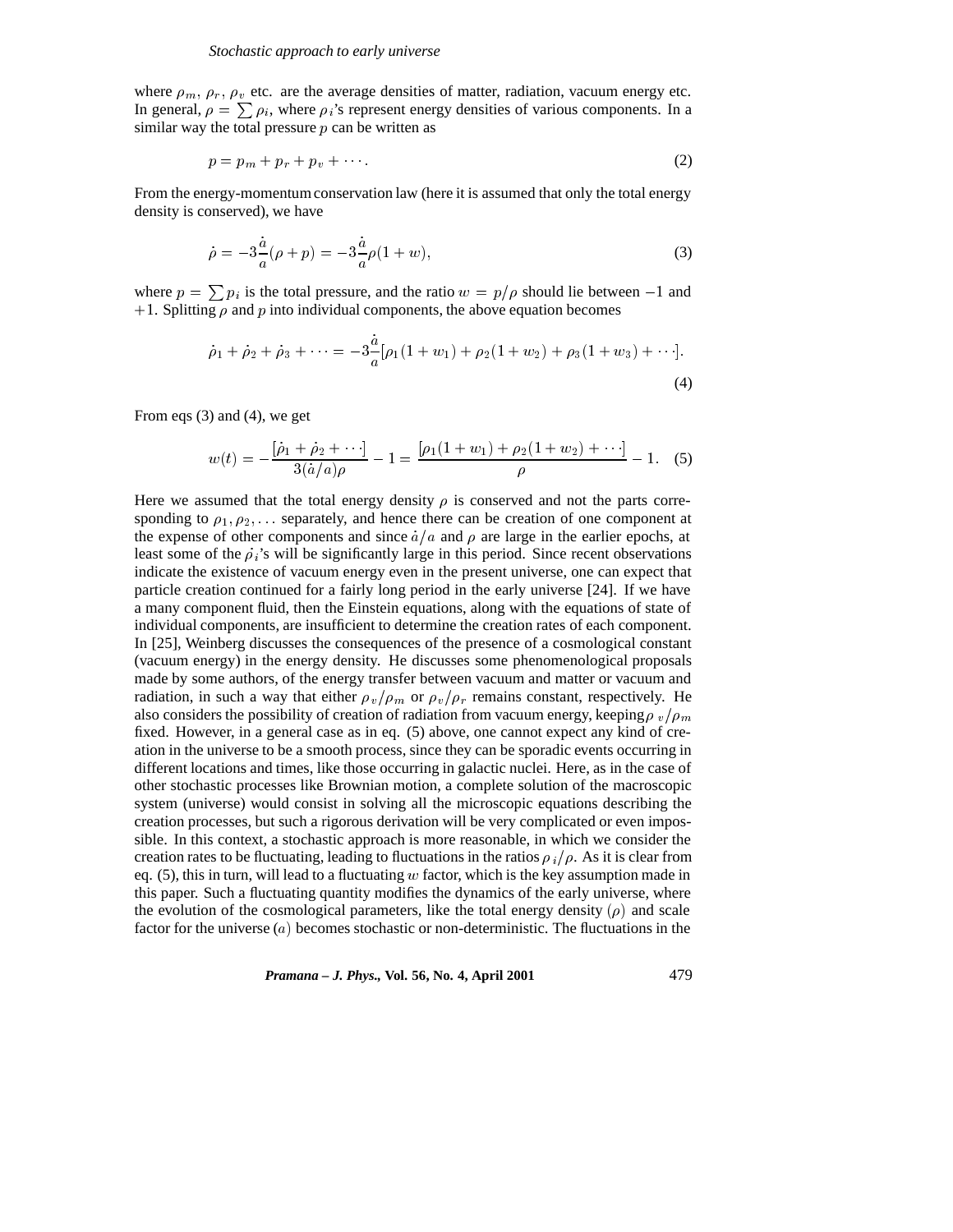where $\rho_m$, $\rho_r$, $\rho_v$ etc. are the average densities of matter, radiation, vacuum energy etc. In general, $\rho = \sum \rho_i$, where $\rho_i$'s represent energy densities of various components. In a similar way the total pressure $p$ can be written as

$$p = p_m + p_r + p_v + \cdots. \tag{2}$$

From the energy-momentum conservation law (here it is assumed that only the total energy density is conserved), we have

$$\dot{\rho} = -3\frac{\dot{a}}{a}(\rho + p) = -3\frac{\dot{a}}{a}\rho(1+w), \tag{3}$$

where $p = \sum p_i$ is the total pressure, and the ratio $w = p/\rho$ should lie between $-1$ and $+1$. Splitting $\rho$ and $p$ into individual components, the above equation becomes

$$\dot{\rho}_1 + \dot{\rho}_2 + \dot{\rho}_3 + \cdots = -3\frac{\dot{a}}{a}[\rho_1(1+w_1) + \rho_2(1+w_2) + \rho_3(1+w_3) + \cdots]. \tag{4}$$

From eqs (3) and (4), we get

$$w(t) = -\frac{[\dot{\rho}_1 + \dot{\rho}_2 + \cdots]}{3(\dot{a}/a)\rho} - 1 = \frac{[\rho_1(1+w_1) + \rho_2(1+w_2) + \cdots]}{\rho} - 1. \tag{5}$$

Here we assumed that the total energy density $\rho$ is conserved and not the parts corresponding to $\rho_1, \rho_2, \ldots$ separately, and hence there can be creation of one component at the expense of other components and since $\dot{a}/a$ and $\rho$ are large in the earlier epochs, at least some of the $\dot{\rho}_i$'s will be significantly large in this period. Since recent observations indicate the existence of vacuum energy even in the present universe, one can expect that particle creation continued for a fairly long period in the early universe [24]. If we have a many component fluid, then the Einstein equations, along with the equations of state of individual components, are insufficient to determine the creation rates of each component. In [25], Weinberg discusses the consequences of the presence of a cosmological constant (vacuum energy) in the energy density. He discusses some phenomenological proposals made by some authors, of the energy transfer between vacuum and matter or vacuum and radiation, in such a way that either $\rho_v/\rho_m$ or $\rho_v/\rho_r$ remains constant, respectively. He also considers the possibility of creation of radiation from vacuum energy, keeping $\rho_v/\rho_m$ fixed. However, in a general case as in eq. (5) above, one cannot expect any kind of creation in the universe to be a smooth process, since they can be sporadic events occurring in different locations and times, like those occurring in galactic nuclei. Here, as in the case of other stochastic processes like Brownian motion, a complete solution of the macroscopic system (universe) would consist in solving all the microscopic equations describing the creation processes, but such a rigorous derivation will be very complicated or even impossible. In this context, a stochastic approach is more reasonable, in which we consider the creation rates to be fluctuating, leading to fluctuations in the ratios $\rho_i/\rho$. As it is clear from eq. (5), this in turn, will lead to a fluctuating $w$ factor, which is the key assumption made in this paper. Such a fluctuating quantity modifies the dynamics of the early universe, where the evolution of the cosmological parameters, like the total energy density $(\rho)$ and scale factor for the universe $(a)$ becomes stochastic or non-deterministic. The fluctuations in the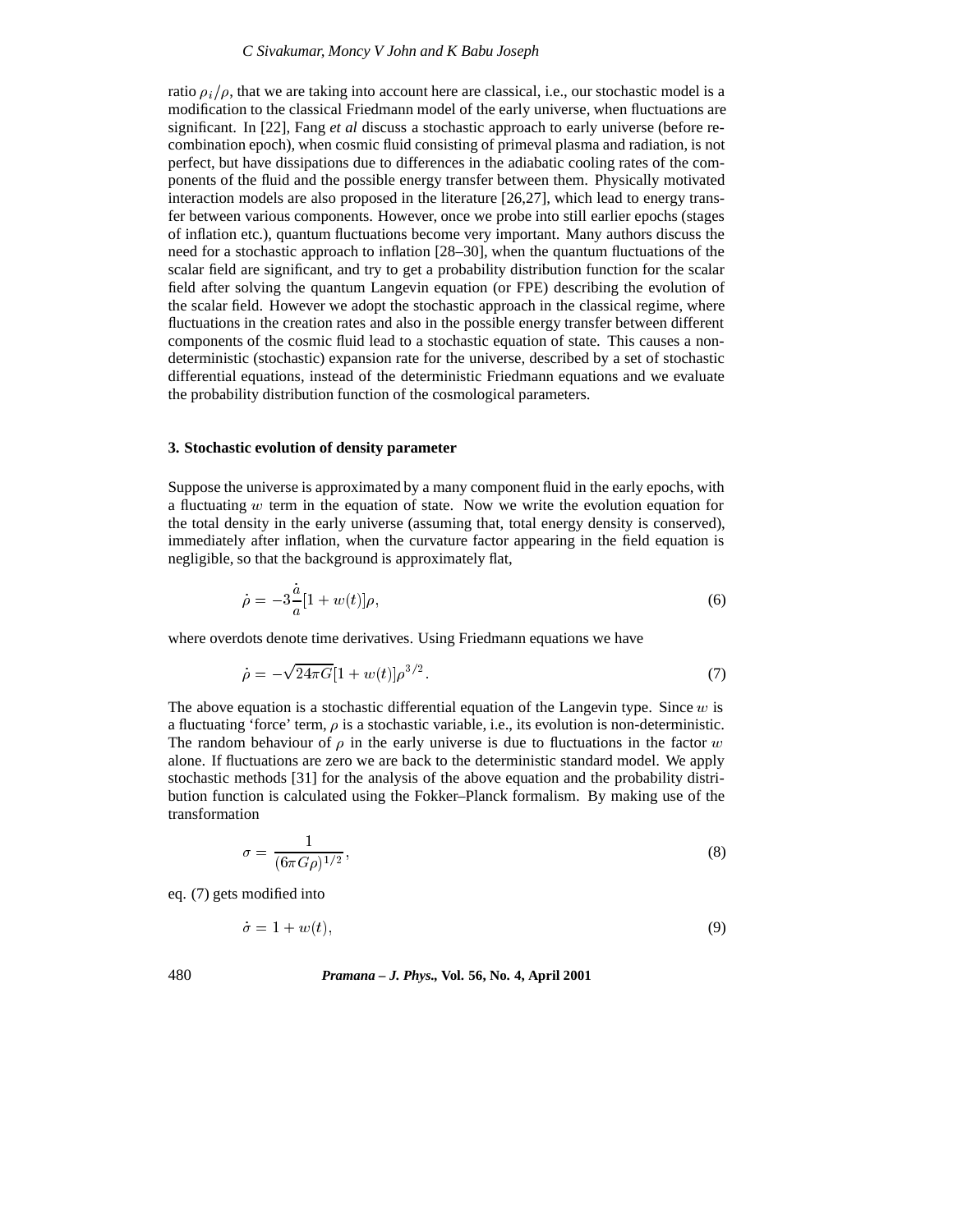ratio $\rho_i/\rho$, that we are taking into account here are classical, i.e., our stochastic model is a modification to the classical Friedmann model of the early universe, when fluctuations are significant. In [22], Fang *et al* discuss a stochastic approach to early universe (before recombination epoch), when cosmic fluid consisting of primeval plasma and radiation, is not perfect, but have dissipations due to differences in the adiabatic cooling rates of the components of the fluid and the possible energy transfer between them. Physically motivated interaction models are also proposed in the literature [26,27], which lead to energy transfer between various components. However, once we probe into still earlier epochs (stages of inflation etc.), quantum fluctuations become very important. Many authors discuss the need for a stochastic approach to inflation [28–30], when the quantum fluctuations of the scalar field are significant, and try to get a probability distribution function for the scalar field after solving the quantum Langevin equation (or FPE) describing the evolution of the scalar field. However we adopt the stochastic approach in the classical regime, where fluctuations in the creation rates and also in the possible energy transfer between different components of the cosmic fluid lead to a stochastic equation of state. This causes a non-deterministic (stochastic) expansion rate for the universe, described by a set of stochastic differential equations, instead of the deterministic Friedmann equations and we evaluate the probability distribution function of the cosmological parameters.

### 3. Stochastic evolution of density parameter

Suppose the universe is approximated by a many component fluid in the early epochs, with a fluctuating $w$ term in the equation of state. Now we write the evolution equation for the total density in the early universe (assuming that, total energy density is conserved), immediately after inflation, when the curvature factor appearing in the field equation is negligible, so that the background is approximately flat,

$$\dot{\rho} = -3\frac{\dot{a}}{a}[1 + w(t)]\rho, \tag{6}$$

where overdots denote time derivatives. Using Friedmann equations we have

$$\dot{\rho} = -\sqrt{24\pi G}[1 + w(t)]\rho^{3/2}. \tag{7}$$

The above equation is a stochastic differential equation of the Langevin type. Since $w$ is a fluctuating 'force' term, $\rho$ is a stochastic variable, i.e., its evolution is non-deterministic. The random behaviour of $\rho$ in the early universe is due to fluctuations in the factor $w$ alone. If fluctuations are zero we are back to the deterministic standard model. We apply stochastic methods [31] for the analysis of the above equation and the probability distribution function is calculated using the Fokker–Planck formalism. By making use of the transformation

$$\sigma = \frac{1}{(6\pi G\rho)^{1/2}}, \tag{8}$$

eq. (7) gets modified into

$$\dot{\sigma} = 1 + w(t), \tag{9}$$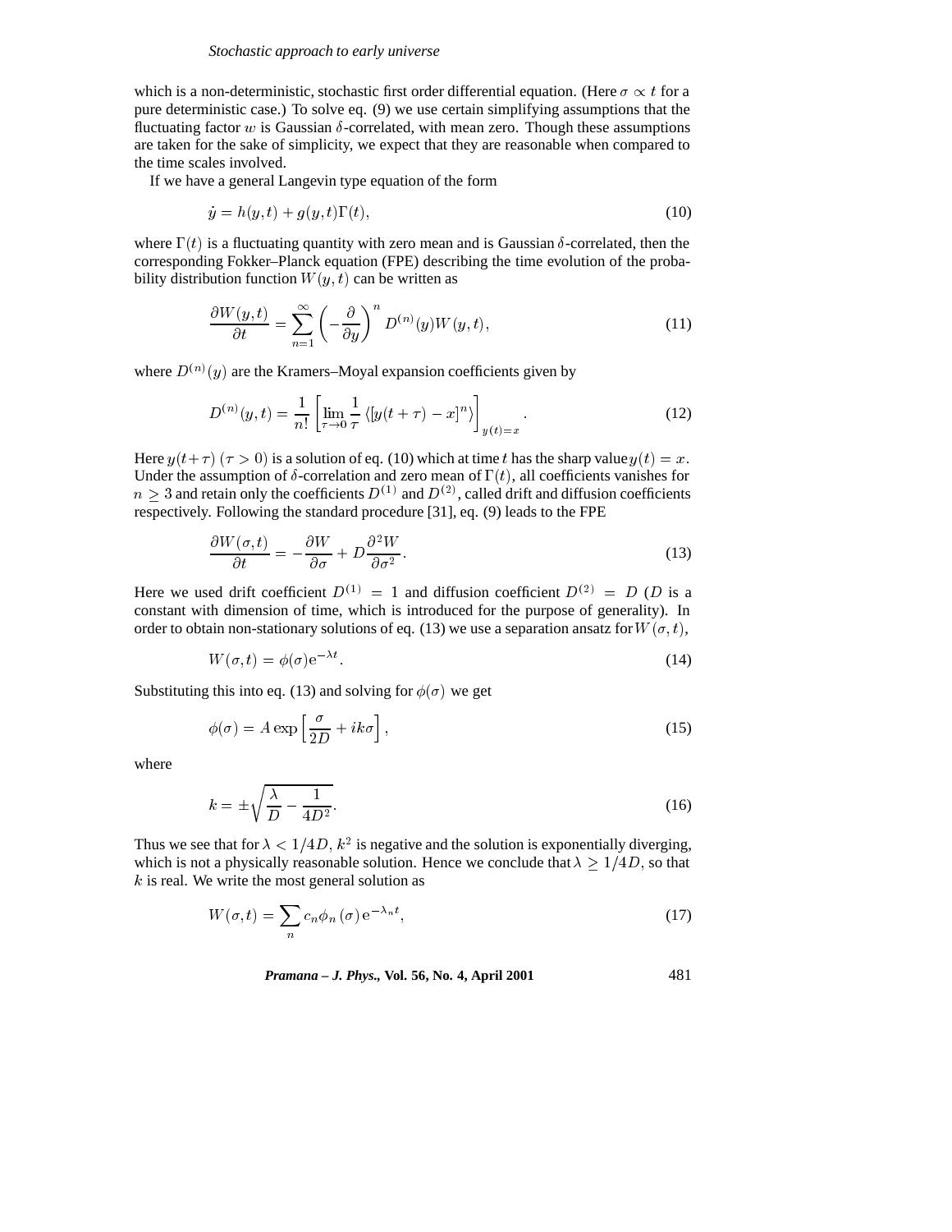which is a non-deterministic, stochastic first order differential equation. (Here $\sigma \propto t$ for a pure deterministic case.) To solve eq. (9) we use certain simplifying assumptions that the fluctuating factor $w$ is Gaussian $\delta$-correlated, with mean zero. Though these assumptions are taken for the sake of simplicity, we expect that they are reasonable when compared to the time scales involved.

If we have a general Langevin type equation of the form

$$\dot{y} = h(y,t) + g(y,t)\Gamma(t), \tag{10}$$

where $\Gamma(t)$ is a fluctuating quantity with zero mean and is Gaussian $\delta$-correlated, then the corresponding Fokker–Planck equation (FPE) describing the time evolution of the probability distribution function $W(y,t)$ can be written as

$$\frac{\partial W(y,t)}{\partial t} = \sum_{n=1}^{\infty} \left(-\frac{\partial}{\partial y}\right)^n D^{(n)}(y) W(y,t), \tag{11}$$

where $D^{(n)}(y)$ are the Kramers–Moyal expansion coefficients given by

$$D^{(n)}(y,t) = \frac{1}{n!}\left[\lim_{\tau\to 0}\frac{1}{\tau}\left\langle [y(t+\tau) - x]^n \right\rangle\right]_{y(t)=x}. \tag{12}$$

Here $y(t+\tau)$ $(\tau > 0)$ is a solution of eq. (10) which at time $t$ has the sharp value $y(t) = x$. Under the assumption of $\delta$-correlation and zero mean of $\Gamma(t)$, all coefficients vanishes for $n \geq 3$ and retain only the coefficients $D^{(1)}$ and $D^{(2)}$, called drift and diffusion coefficients respectively. Following the standard procedure [31], eq. (9) leads to the FPE

$$\frac{\partial W(\sigma,t)}{\partial t} = -\frac{\partial W}{\partial \sigma} + D\frac{\partial^2 W}{\partial \sigma^2}. \tag{13}$$

Here we used drift coefficient $D^{(1)} = 1$ and diffusion coefficient $D^{(2)} = D$ ($D$ is a constant with dimension of time, which is introduced for the purpose of generality). In order to obtain non-stationary solutions of eq. (13) we use a separation ansatz for $W(\sigma,t)$,

$$W(\sigma,t) = \phi(\sigma)\mathrm{e}^{-\lambda t}. \tag{14}$$

Substituting this into eq. (13) and solving for $\phi(\sigma)$ we get

$$\phi(\sigma) = A\exp\left[\frac{\sigma}{2D} + ik\sigma\right], \tag{15}$$

where

$$k = \pm\sqrt{\frac{\lambda}{D} - \frac{1}{4D^2}}. \tag{16}$$

Thus we see that for $\lambda < 1/4D$, $k^2$ is negative and the solution is exponentially diverging, which is not a physically reasonable solution. Hence we conclude that $\lambda \geq 1/4D$, so that $k$ is real. We write the most general solution as

$$W(\sigma,t) = \sum_n c_n \phi_n(\sigma)\,\mathrm{e}^{-\lambda_n t}, \tag{17}$$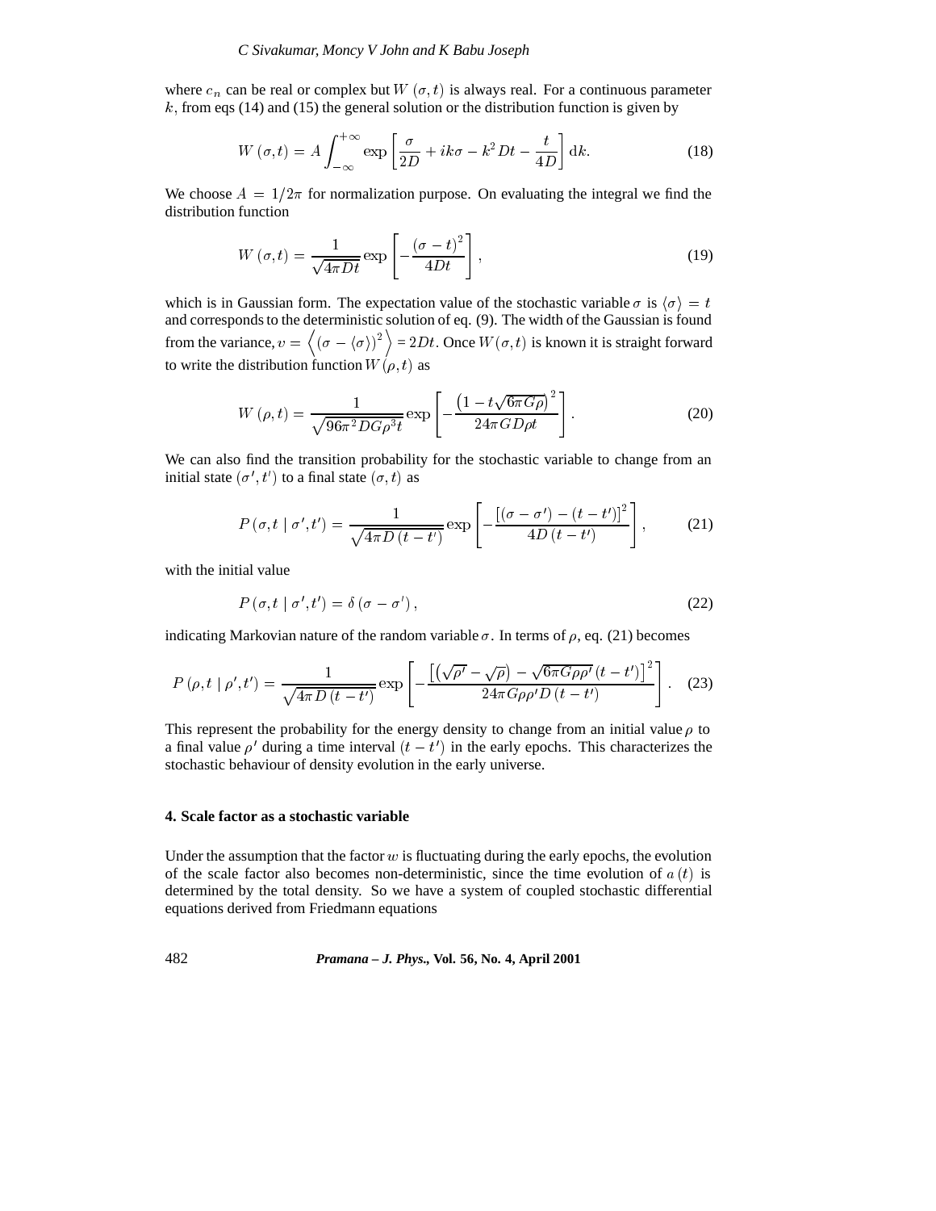where $c_n$ can be real or complex but $W(\sigma,t)$ is always real. For a continuous parameter $k$, from eqs (14) and (15) the general solution or the distribution function is given by

$$W(\sigma,t) = A\int_{-\infty}^{+\infty} \exp\left[\frac{\sigma}{2D} + ik\sigma - k^2 Dt - \frac{t}{4D}\right] \mathrm{d}k. \tag{18}$$

We choose $A = 1/2\pi$ for normalization purpose. On evaluating the integral we find the distribution function

$$W(\sigma,t) = \frac{1}{\sqrt{4\pi Dt}} \exp\left[-\frac{(\sigma - t)^2}{4Dt}\right], \tag{19}$$

which is in Gaussian form. The expectation value of the stochastic variable $\sigma$ is $\langle\sigma\rangle = t$ and corresponds to the deterministic solution of eq. (9). The width of the Gaussian is found from the variance, $v = \left\langle (\sigma - \langle\sigma\rangle)^2 \right\rangle = 2Dt$. Once $W(\sigma,t)$ is known it is straight forward to write the distribution function $W(\rho,t)$ as

$$W(\rho,t) = \frac{1}{\sqrt{96\pi^2 DG\rho^3 t}} \exp\left[-\frac{\left(1 - t\sqrt{6\pi G\rho}\right)^2}{24\pi GD\rho t}\right]. \tag{20}$$

We can also find the transition probability for the stochastic variable to change from an initial state $(\sigma', t')$ to a final state $(\sigma, t)$ as

$$P(\sigma,t \mid \sigma',t') = \frac{1}{\sqrt{4\pi D(t-t')}} \exp\left[-\frac{\left[(\sigma - \sigma') - (t - t')\right]^2}{4D(t-t')}\right], \tag{21}$$

with the initial value

$$P(\sigma,t \mid \sigma',t') = \delta(\sigma - \sigma'), \tag{22}$$

indicating Markovian nature of the random variable $\sigma$. In terms of $\rho$, eq. (21) becomes

$$P(\rho,t \mid \rho',t') = \frac{1}{\sqrt{4\pi D(t-t')}} \exp\left[-\frac{\left[\left(\sqrt{\rho'} - \sqrt{\rho}\right) - \sqrt{6\pi G\rho\rho'}\,(t-t')\right]^2}{24\pi G\rho\rho' D(t-t')}\right]. \tag{23}$$

This represent the probability for the energy density to change from an initial value $\rho$ to a final value $\rho'$ during a time interval $(t - t')$ in the early epochs. This characterizes the stochastic behaviour of density evolution in the early universe.

## 4. Scale factor as a stochastic variable

Under the assumption that the factor $w$ is fluctuating during the early epochs, the evolution of the scale factor also becomes non-deterministic, since the time evolution of $a(t)$ is determined by the total density. So we have a system of coupled stochastic differential equations derived from Friedmann equations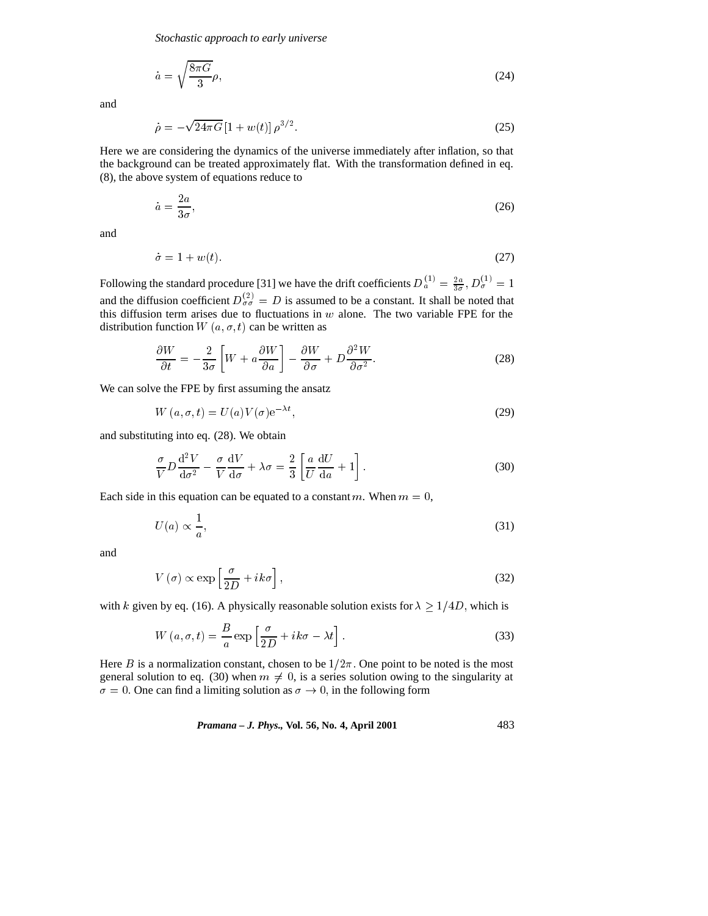$$\dot{a} = \sqrt{\frac{8\pi G}{3}}\rho, \tag{24}$$

and

$$\dot{\rho} = -\sqrt{24\pi G}\left[1 + w(t)\right]\rho^{3/2}. \tag{25}$$

Here we are considering the dynamics of the universe immediately after inflation, so that the background can be treated approximately flat. With the transformation defined in eq. (8), the above system of equations reduce to

$$\dot{a} = \frac{2a}{3\sigma}, \tag{26}$$

and

$$\dot{\sigma} = 1 + w(t). \tag{27}$$

Following the standard procedure [31] we have the drift coefficients $D_a^{(1)} = \frac{2a}{3\sigma}$, $D_\sigma^{(1)} = 1$ and the diffusion coefficient $D_{\sigma\sigma}^{(2)} = D$ is assumed to be a constant. It shall be noted that this diffusion term arises due to fluctuations in $w$ alone. The two variable FPE for the distribution function $W\,(a, \sigma, t)$ can be written as

$$\frac{\partial W}{\partial t} = -\frac{2}{3\sigma}\left[W + a\frac{\partial W}{\partial a}\right] - \frac{\partial W}{\partial \sigma} + D\frac{\partial^2 W}{\partial \sigma^2}. \tag{28}$$

We can solve the FPE by first assuming the ansatz

$$W\,(a, \sigma, t) = U(a)V(\sigma)\mathrm{e}^{-\lambda t}, \tag{29}$$

and substituting into eq. (28). We obtain

$$\frac{\sigma}{V}D\frac{\mathrm{d}^2 V}{\mathrm{d}\sigma^2} - \frac{\sigma}{V}\frac{\mathrm{d}V}{\mathrm{d}\sigma} + \lambda\sigma = \frac{2}{3}\left[\frac{a}{U}\frac{\mathrm{d}U}{\mathrm{d}a} + 1\right]. \tag{30}$$

Each side in this equation can be equated to a constant $m$. When $m = 0$,

$$U(a) \propto \frac{1}{a}, \tag{31}$$

and

$$V\,(\sigma) \propto \exp\left[\frac{\sigma}{2D} + ik\sigma\right], \tag{32}$$

with $k$ given by eq. (16). A physically reasonable solution exists for $\lambda \geq 1/4D$, which is

$$W\,(a, \sigma, t) = \frac{B}{a}\exp\left[\frac{\sigma}{2D} + ik\sigma - \lambda t\right]. \tag{33}$$

Here $B$ is a normalization constant, chosen to be $1/2\pi$. One point to be noted is the most general solution to eq. (30) when $m \neq 0$, is a series solution owing to the singularity at $\sigma = 0$. One can find a limiting solution as $\sigma \to 0$, in the following form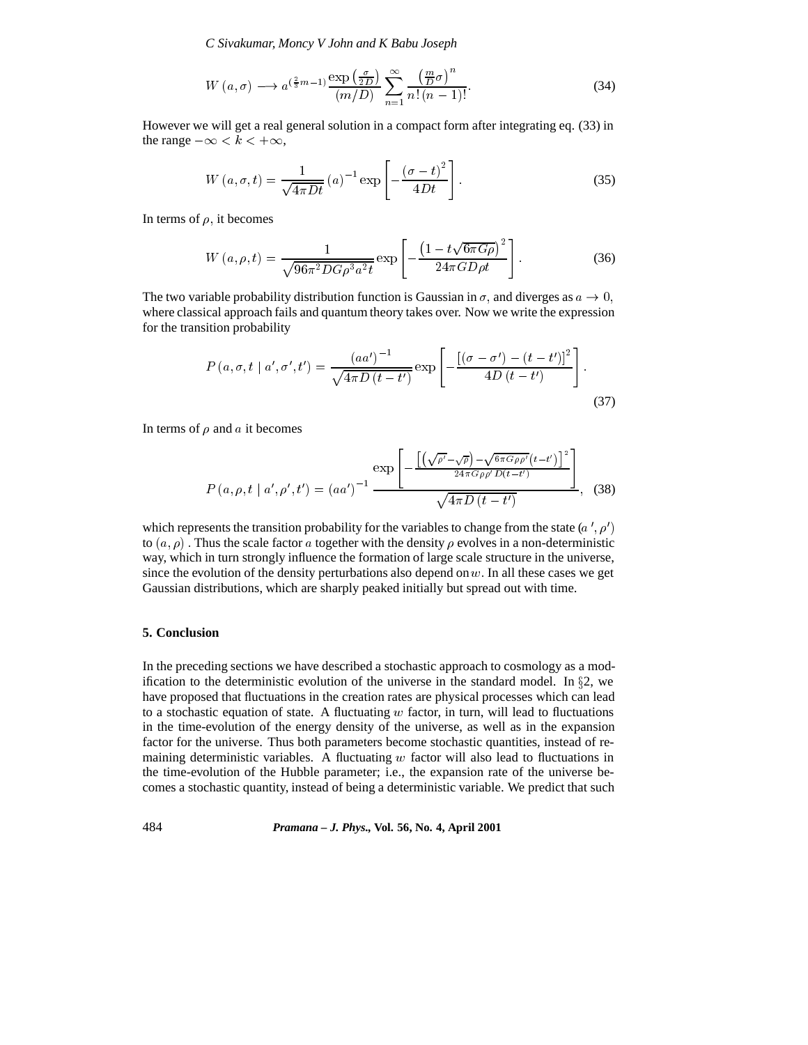$$W(a,\sigma) \longrightarrow a^{\left(\frac{2}{3}m-1\right)} \frac{\exp\left(\frac{\sigma}{2D}\right)}{(m/D)} \sum_{n=1}^{\infty} \frac{\left(\frac{m}{D}\sigma\right)^n}{n!\,(n-1)!}. \tag{34}$$

However we will get a real general solution in a compact form after integrating eq. (33) in the range $-\infty < k < +\infty$,

$$W(a,\sigma,t) = \frac{1}{\sqrt{4\pi Dt}} (a)^{-1} \exp\left[-\frac{(\sigma - t)^2}{4Dt}\right]. \tag{35}$$

In terms of $\rho$, it becomes

$$W(a,\rho,t) = \frac{1}{\sqrt{96\pi^2 DG\rho^3 a^2 t}} \exp\left[-\frac{\left(1 - t\sqrt{6\pi G\rho}\right)^2}{24\pi GD\rho t}\right]. \tag{36}$$

The two variable probability distribution function is Gaussian in $\sigma$, and diverges as $a \to 0$, where classical approach fails and quantum theory takes over. Now we write the expression for the transition probability

$$P(a,\sigma,t \mid a',\sigma',t') = \frac{(aa')^{-1}}{\sqrt{4\pi D(t-t')}} \exp\left[-\frac{\left[(\sigma - \sigma') - (t - t')\right]^2}{4D(t-t')}\right]. \tag{37}$$

In terms of $\rho$ and $a$ it becomes

$$P(a,\rho,t \mid a',\rho',t') = (aa')^{-1} \frac{\exp\left[-\frac{\left[\left(\sqrt{\rho'} - \sqrt{\rho}\right) - \sqrt{6\pi G\rho\rho'}(t-t')\right]^2}{24\pi G\rho\rho' D(t-t')}\right]}{\sqrt{4\pi D(t-t')}}, \tag{38}$$

which represents the transition probability for the variables to change from the state $(a', \rho')$ to $(a, \rho)$. Thus the scale factor $a$ together with the density $\rho$ evolves in a non-deterministic way, which in turn strongly influence the formation of large scale structure in the universe, since the evolution of the density perturbations also depend on $w$. In all these cases we get Gaussian distributions, which are sharply peaked initially but spread out with time.

## 5. Conclusion

In the preceding sections we have described a stochastic approach to cosmology as a modification to the deterministic evolution of the universe in the standard model. In §2, we have proposed that fluctuations in the creation rates are physical processes which can lead to a stochastic equation of state. A fluctuating $w$ factor, in turn, will lead to fluctuations in the time-evolution of the energy density of the universe, as well as in the expansion factor for the universe. Thus both parameters become stochastic quantities, instead of remaining deterministic variables. A fluctuating $w$ factor will also lead to fluctuations in the time-evolution of the Hubble parameter; i.e., the expansion rate of the universe becomes a stochastic quantity, instead of being a deterministic variable. We predict that such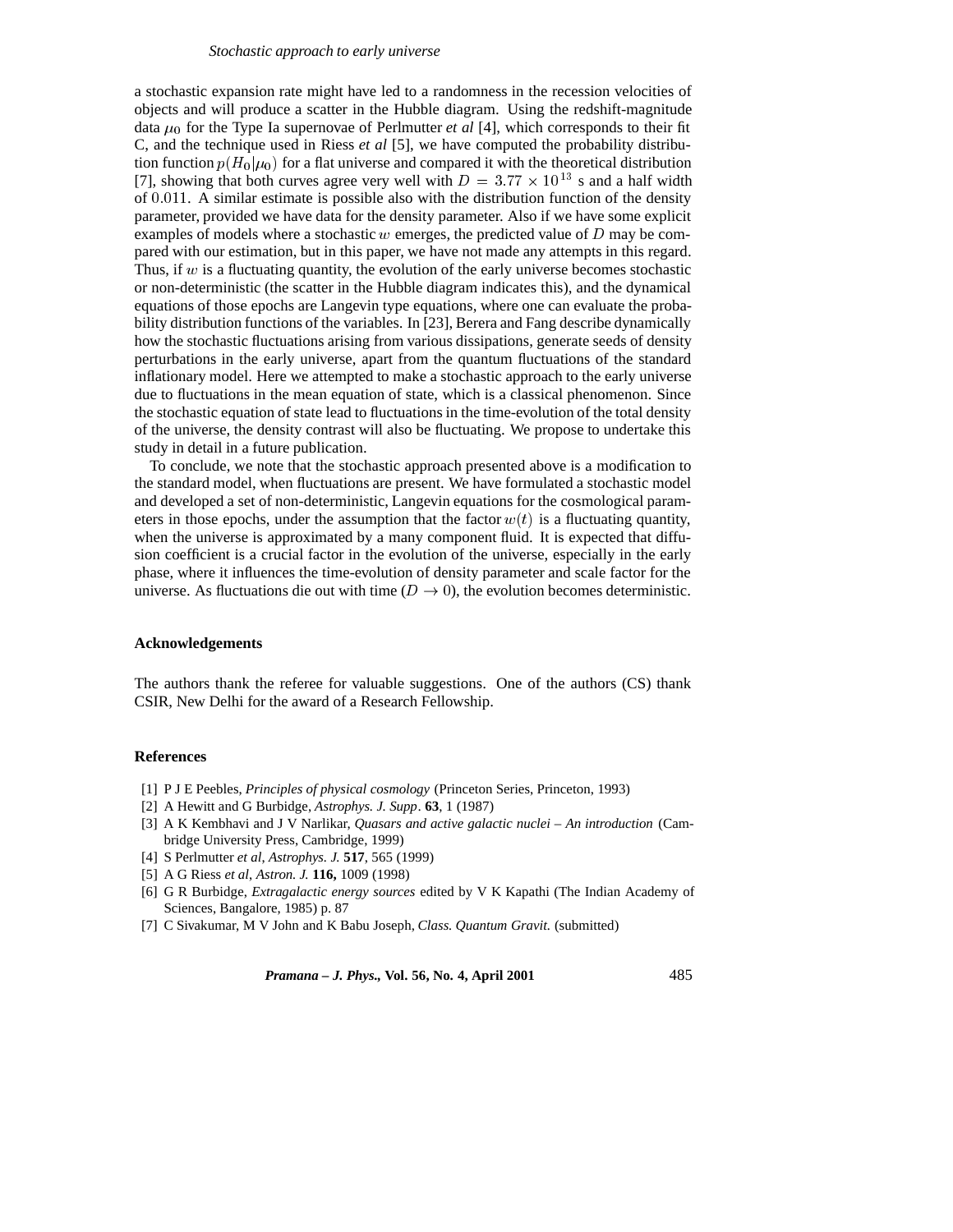a stochastic expansion rate might have led to a randomness in the recession velocities of objects and will produce a scatter in the Hubble diagram. Using the redshift-magnitude data $\mu_0$ for the Type Ia supernovae of Perlmutter *et al* [4], which corresponds to their fit C, and the technique used in Riess *et al* [5], we have computed the probability distribution function $p(H_0|\mu_0)$ for a flat universe and compared it with the theoretical distribution [7], showing that both curves agree very well with $D = 3.77 \times 10^{13}$ s and a half width of $0.011$. A similar estimate is possible also with the distribution function of the density parameter, provided we have data for the density parameter. Also if we have some explicit examples of models where a stochastic $w$ emerges, the predicted value of $D$ may be compared with our estimation, but in this paper, we have not made any attempts in this regard. Thus, if $w$ is a fluctuating quantity, the evolution of the early universe becomes stochastic or non-deterministic (the scatter in the Hubble diagram indicates this), and the dynamical equations of those epochs are Langevin type equations, where one can evaluate the probability distribution functions of the variables. In [23], Berera and Fang describe dynamically how the stochastic fluctuations arising from various dissipations, generate seeds of density perturbations in the early universe, apart from the quantum fluctuations of the standard inflationary model. Here we attempted to make a stochastic approach to the early universe due to fluctuations in the mean equation of state, which is a classical phenomenon. Since the stochastic equation of state lead to fluctuations in the time-evolution of the total density of the universe, the density contrast will also be fluctuating. We propose to undertake this study in detail in a future publication.

To conclude, we note that the stochastic approach presented above is a modification to the standard model, when fluctuations are present. We have formulated a stochastic model and developed a set of non-deterministic, Langevin equations for the cosmological parameters in those epochs, under the assumption that the factor $w(t)$ is a fluctuating quantity, when the universe is approximated by a many component fluid. It is expected that diffusion coefficient is a crucial factor in the evolution of the universe, especially in the early phase, where it influences the time-evolution of density parameter and scale factor for the universe. As fluctuations die out with time ($D \to 0$), the evolution becomes deterministic.

## Acknowledgements

The authors thank the referee for valuable suggestions. One of the authors (CS) thank CSIR, New Delhi for the award of a Research Fellowship.

## References

[1] P J E Peebles, *Principles of physical cosmology* (Princeton Series, Princeton, 1993)

[2] A Hewitt and G Burbidge, *Astrophys. J. Supp*. **63**, 1 (1987)

[3] A K Kembhavi and J V Narlikar, *Quasars and active galactic nuclei – An introduction* (Cambridge University Press, Cambridge, 1999)

[4] S Perlmutter *et al*, *Astrophys. J.* **517**, 565 (1999)

[5] A G Riess *et al*, *Astron. J.* **116,** 1009 (1998)

[6] G R Burbidge, *Extragalactic energy sources* edited by V K Kapathi (The Indian Academy of Sciences, Bangalore, 1985) p. 87

[7] C Sivakumar, M V John and K Babu Joseph, *Class. Quantum Gravit.* (submitted)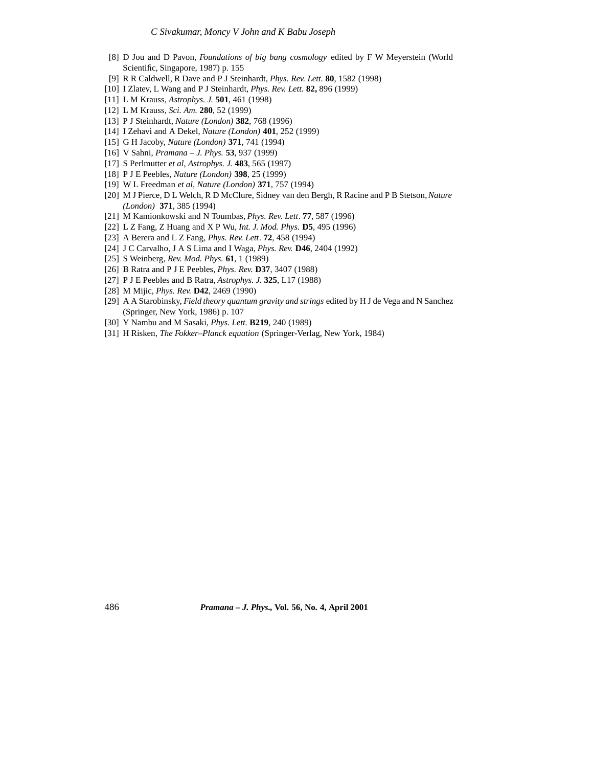[8] D Jou and D Pavon, *Foundations of big bang cosmology* edited by F W Meyerstein (World Scientific, Singapore, 1987) p. 155

[9] R R Caldwell, R Dave and P J Steinhardt, *Phys. Rev. Lett.* **80**, 1582 (1998)

[10] I Zlatev, L Wang and P J Steinhardt, *Phys. Rev. Lett.* **82,** 896 (1999)

[11] L M Krauss, *Astrophys. J.* **501**, 461 (1998)

[12] L M Krauss, *Sci. Am.* **280**, 52 (1999)

[13] P J Steinhardt, *Nature (London)* **382**, 768 (1996)

[14] I Zehavi and A Dekel, *Nature (London)* **401**, 252 (1999)

[15] G H Jacoby, *Nature (London)* **371**, 741 (1994)

[16] V Sahni, *Pramana – J. Phys.* **53**, 937 (1999)

[17] S Perlmutter *et al*, *Astrophys. J.* **483**, 565 (1997)

[18] P J E Peebles, *Nature (London)* **398**, 25 (1999)

[19] W L Freedman *et al*, *Nature (London)* **371**, 757 (1994)

[20] M J Pierce, D L Welch, R D McClure, Sidney van den Bergh, R Racine and P B Stetson, *Nature (London)* **371**, 385 (1994)

[21] M Kamionkowski and N Toumbas, *Phys. Rev. Lett*. **77**, 587 (1996)

[22] L Z Fang, Z Huang and X P Wu, *Int. J. Mod. Phys.* **D5**, 495 (1996)

[23] A Berera and L Z Fang, *Phys. Rev. Lett*. **72**, 458 (1994)

[24] J C Carvalho, J A S Lima and I Waga, *Phys. Rev.* **D46**, 2404 (1992)

[25] S Weinberg, *Rev. Mod. Phys.* **61**, 1 (1989)

[26] B Ratra and P J E Peebles, *Phys. Rev.* **D37**, 3407 (1988)

[27] P J E Peebles and B Ratra, *Astrophys. J.* **325**, L17 (1988)

[28] M Mijic, *Phys. Rev.* **D42**, 2469 (1990)

[29] A A Starobinsky, *Field theory quantum gravity and strings* edited by H J de Vega and N Sanchez (Springer, New York, 1986) p. 107

[30] Y Nambu and M Sasaki, *Phys. Lett.* **B219**, 240 (1989)

[31] H Risken, *The Fokker–Planck equation* (Springer-Verlag, New York, 1984)